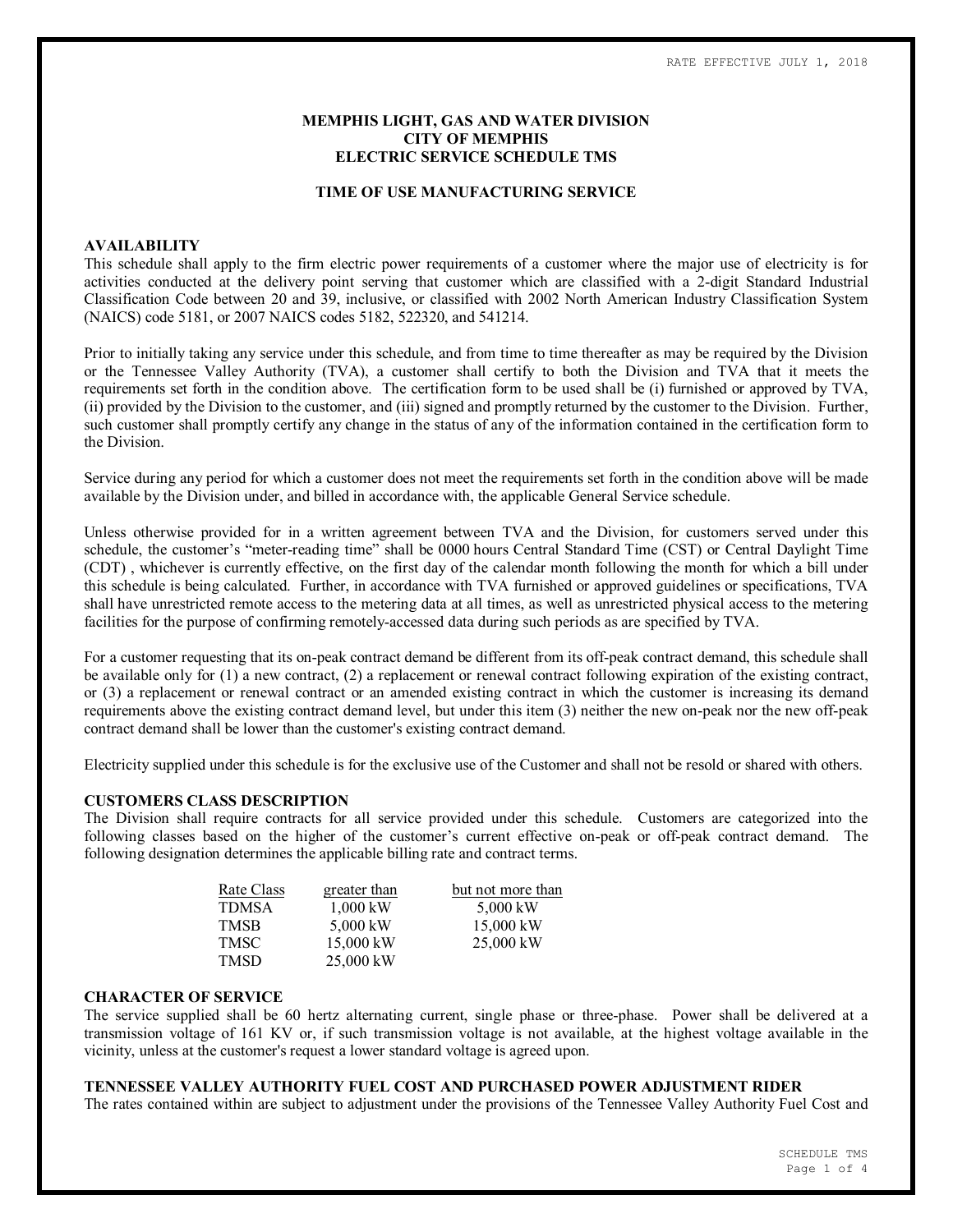RATE EFFECTIVE JULY 1, 2018

# MEMPHIS LIGHT, GAS AND WATER DIVISION
# CITY OF MEMPHIS
# ELECTRIC SERVICE SCHEDULE TMS

## TIME OF USE MANUFACTURING SERVICE

### AVAILABILITY

This schedule shall apply to the firm electric power requirements of a customer where the major use of electricity is for activities conducted at the delivery point serving that customer which are classified with a 2-digit Standard Industrial Classification Code between 20 and 39, inclusive, or classified with 2002 North American Industry Classification System (NAICS) code 5181, or 2007 NAICS codes 5182, 522320, and 541214.

Prior to initially taking any service under this schedule, and from time to time thereafter as may be required by the Division or the Tennessee Valley Authority (TVA), a customer shall certify to both the Division and TVA that it meets the requirements set forth in the condition above. The certification form to be used shall be (i) furnished or approved by TVA, (ii) provided by the Division to the customer, and (iii) signed and promptly returned by the customer to the Division. Further, such customer shall promptly certify any change in the status of any of the information contained in the certification form to the Division.

Service during any period for which a customer does not meet the requirements set forth in the condition above will be made available by the Division under, and billed in accordance with, the applicable General Service schedule.

Unless otherwise provided for in a written agreement between TVA and the Division, for customers served under this schedule, the customer's "meter-reading time" shall be 0000 hours Central Standard Time (CST) or Central Daylight Time (CDT) , whichever is currently effective, on the first day of the calendar month following the month for which a bill under this schedule is being calculated. Further, in accordance with TVA furnished or approved guidelines or specifications, TVA shall have unrestricted remote access to the metering data at all times, as well as unrestricted physical access to the metering facilities for the purpose of confirming remotely-accessed data during such periods as are specified by TVA.

For a customer requesting that its on-peak contract demand be different from its off-peak contract demand, this schedule shall be available only for (1) a new contract, (2) a replacement or renewal contract following expiration of the existing contract, or (3) a replacement or renewal contract or an amended existing contract in which the customer is increasing its demand requirements above the existing contract demand level, but under this item (3) neither the new on-peak nor the new off-peak contract demand shall be lower than the customer's existing contract demand.

Electricity supplied under this schedule is for the exclusive use of the Customer and shall not be resold or shared with others.

### CUSTOMERS CLASS DESCRIPTION

The Division shall require contracts for all service provided under this schedule. Customers are categorized into the following classes based on the higher of the customer's current effective on-peak or off-peak contract demand. The following designation determines the applicable billing rate and contract terms.

| Rate Class | greater than | but not more than |
|---|---|---|
| TDMSA | 1,000 kW | 5,000 kW |
| TMSB | 5,000 kW | 15,000 kW |
| TMSC | 15,000 kW | 25,000 kW |
| TMSD | 25,000 kW | |

### CHARACTER OF SERVICE

The service supplied shall be 60 hertz alternating current, single phase or three-phase. Power shall be delivered at a transmission voltage of 161 KV or, if such transmission voltage is not available, at the highest voltage available in the vicinity, unless at the customer's request a lower standard voltage is agreed upon.

### TENNESSEE VALLEY AUTHORITY FUEL COST AND PURCHASED POWER ADJUSTMENT RIDER

The rates contained within are subject to adjustment under the provisions of the Tennessee Valley Authority Fuel Cost and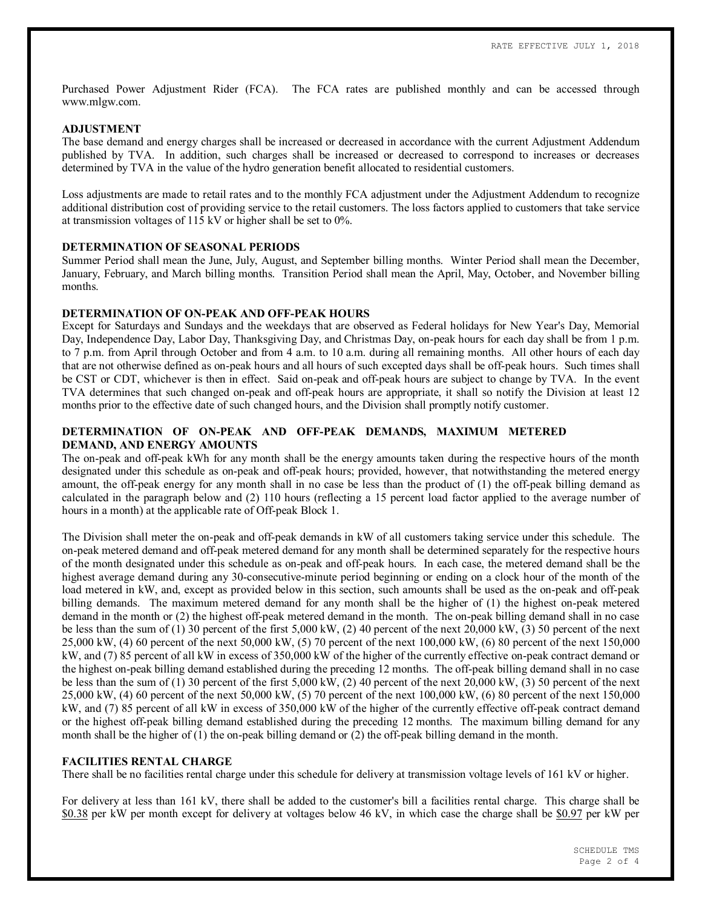Purchased Power Adjustment Rider (FCA). The FCA rates are published monthly and can be accessed through www.mlgw.com.

**ADJUSTMENT**

The base demand and energy charges shall be increased or decreased in accordance with the current Adjustment Addendum published by TVA. In addition, such charges shall be increased or decreased to correspond to increases or decreases determined by TVA in the value of the hydro generation benefit allocated to residential customers.

Loss adjustments are made to retail rates and to the monthly FCA adjustment under the Adjustment Addendum to recognize additional distribution cost of providing service to the retail customers. The loss factors applied to customers that take service at transmission voltages of 115 kV or higher shall be set to 0%.

**DETERMINATION OF SEASONAL PERIODS**

Summer Period shall mean the June, July, August, and September billing months. Winter Period shall mean the December, January, February, and March billing months. Transition Period shall mean the April, May, October, and November billing months.

**DETERMINATION OF ON-PEAK AND OFF-PEAK HOURS**

Except for Saturdays and Sundays and the weekdays that are observed as Federal holidays for New Year's Day, Memorial Day, Independence Day, Labor Day, Thanksgiving Day, and Christmas Day, on-peak hours for each day shall be from 1 p.m. to 7 p.m. from April through October and from 4 a.m. to 10 a.m. during all remaining months. All other hours of each day that are not otherwise defined as on-peak hours and all hours of such excepted days shall be off-peak hours. Such times shall be CST or CDT, whichever is then in effect. Said on-peak and off-peak hours are subject to change by TVA. In the event TVA determines that such changed on-peak and off-peak hours are appropriate, it shall so notify the Division at least 12 months prior to the effective date of such changed hours, and the Division shall promptly notify customer.

**DETERMINATION OF ON-PEAK AND OFF-PEAK DEMANDS, MAXIMUM METERED DEMAND, AND ENERGY AMOUNTS**

The on-peak and off-peak kWh for any month shall be the energy amounts taken during the respective hours of the month designated under this schedule as on-peak and off-peak hours; provided, however, that notwithstanding the metered energy amount, the off-peak energy for any month shall in no case be less than the product of (1) the off-peak billing demand as calculated in the paragraph below and (2) 110 hours (reflecting a 15 percent load factor applied to the average number of hours in a month) at the applicable rate of Off-peak Block 1.

The Division shall meter the on-peak and off-peak demands in kW of all customers taking service under this schedule. The on-peak metered demand and off-peak metered demand for any month shall be determined separately for the respective hours of the month designated under this schedule as on-peak and off-peak hours. In each case, the metered demand shall be the highest average demand during any 30-consecutive-minute period beginning or ending on a clock hour of the month of the load metered in kW, and, except as provided below in this section, such amounts shall be used as the on-peak and off-peak billing demands. The maximum metered demand for any month shall be the higher of (1) the highest on-peak metered demand in the month or (2) the highest off-peak metered demand in the month. The on-peak billing demand shall in no case be less than the sum of (1) 30 percent of the first 5,000 kW, (2) 40 percent of the next 20,000 kW, (3) 50 percent of the next 25,000 kW, (4) 60 percent of the next 50,000 kW, (5) 70 percent of the next 100,000 kW, (6) 80 percent of the next 150,000 kW, and (7) 85 percent of all kW in excess of 350,000 kW of the higher of the currently effective on-peak contract demand or the highest on-peak billing demand established during the preceding 12 months. The off-peak billing demand shall in no case be less than the sum of (1) 30 percent of the first 5,000 kW, (2) 40 percent of the next 20,000 kW, (3) 50 percent of the next 25,000 kW, (4) 60 percent of the next 50,000 kW, (5) 70 percent of the next 100,000 kW, (6) 80 percent of the next 150,000 kW, and (7) 85 percent of all kW in excess of 350,000 kW of the higher of the currently effective off-peak contract demand or the highest off-peak billing demand established during the preceding 12 months. The maximum billing demand for any month shall be the higher of (1) the on-peak billing demand or (2) the off-peak billing demand in the month.

**FACILITIES RENTAL CHARGE**

There shall be no facilities rental charge under this schedule for delivery at transmission voltage levels of 161 kV or higher.

For delivery at less than 161 kV, there shall be added to the customer's bill a facilities rental charge. This charge shall be $0.38 per kW per month except for delivery at voltages below 46 kV, in which case the charge shall be $0.97 per kW per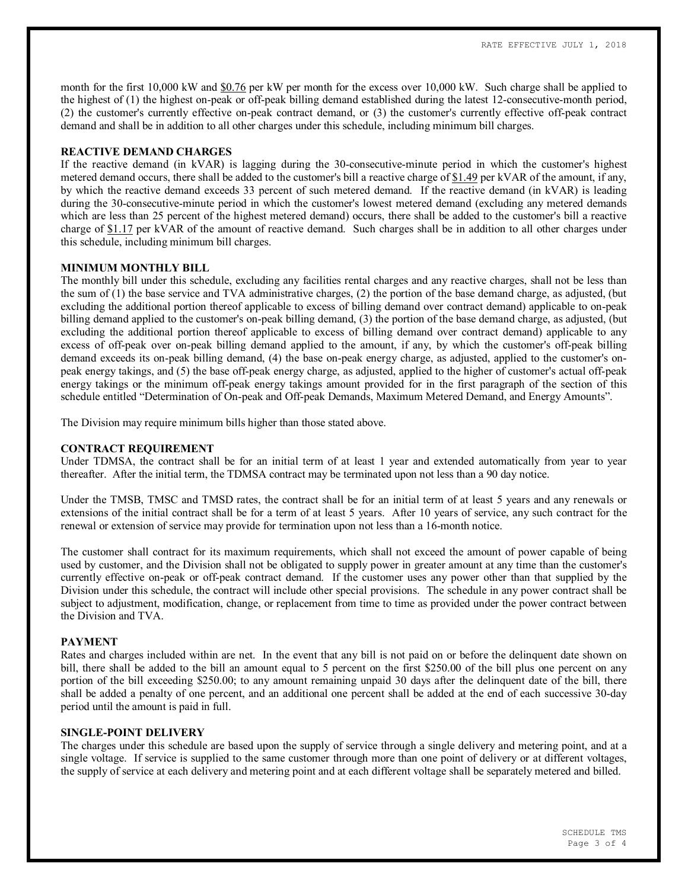month for the first 10,000 kW and $0.76 per kW per month for the excess over 10,000 kW. Such charge shall be applied to the highest of (1) the highest on-peak or off-peak billing demand established during the latest 12-consecutive-month period, (2) the customer's currently effective on-peak contract demand, or (3) the customer's currently effective off-peak contract demand and shall be in addition to all other charges under this schedule, including minimum bill charges.

**REACTIVE DEMAND CHARGES**

If the reactive demand (in kVAR) is lagging during the 30-consecutive-minute period in which the customer's highest metered demand occurs, there shall be added to the customer's bill a reactive charge of $1.49 per kVAR of the amount, if any, by which the reactive demand exceeds 33 percent of such metered demand. If the reactive demand (in kVAR) is leading during the 30-consecutive-minute period in which the customer's lowest metered demand (excluding any metered demands which are less than 25 percent of the highest metered demand) occurs, there shall be added to the customer's bill a reactive charge of $1.17 per kVAR of the amount of reactive demand. Such charges shall be in addition to all other charges under this schedule, including minimum bill charges.

**MINIMUM MONTHLY BILL**

The monthly bill under this schedule, excluding any facilities rental charges and any reactive charges, shall not be less than the sum of (1) the base service and TVA administrative charges, (2) the portion of the base demand charge, as adjusted, (but excluding the additional portion thereof applicable to excess of billing demand over contract demand) applicable to on-peak billing demand applied to the customer's on-peak billing demand, (3) the portion of the base demand charge, as adjusted, (but excluding the additional portion thereof applicable to excess of billing demand over contract demand) applicable to any excess of off-peak over on-peak billing demand applied to the amount, if any, by which the customer's off-peak billing demand exceeds its on-peak billing demand, (4) the base on-peak energy charge, as adjusted, applied to the customer's on-peak energy takings, and (5) the base off-peak energy charge, as adjusted, applied to the higher of customer's actual off-peak energy takings or the minimum off-peak energy takings amount provided for in the first paragraph of the section of this schedule entitled "Determination of On-peak and Off-peak Demands, Maximum Metered Demand, and Energy Amounts".

The Division may require minimum bills higher than those stated above.

**CONTRACT REQUIREMENT**

Under TDMSA, the contract shall be for an initial term of at least 1 year and extended automatically from year to year thereafter. After the initial term, the TDMSA contract may be terminated upon not less than a 90 day notice.

Under the TMSB, TMSC and TMSD rates, the contract shall be for an initial term of at least 5 years and any renewals or extensions of the initial contract shall be for a term of at least 5 years. After 10 years of service, any such contract for the renewal or extension of service may provide for termination upon not less than a 16-month notice.

The customer shall contract for its maximum requirements, which shall not exceed the amount of power capable of being used by customer, and the Division shall not be obligated to supply power in greater amount at any time than the customer's currently effective on-peak or off-peak contract demand. If the customer uses any power other than that supplied by the Division under this schedule, the contract will include other special provisions. The schedule in any power contract shall be subject to adjustment, modification, change, or replacement from time to time as provided under the power contract between the Division and TVA.

**PAYMENT**

Rates and charges included within are net. In the event that any bill is not paid on or before the delinquent date shown on bill, there shall be added to the bill an amount equal to 5 percent on the first $250.00 of the bill plus one percent on any portion of the bill exceeding $250.00; to any amount remaining unpaid 30 days after the delinquent date of the bill, there shall be added a penalty of one percent, and an additional one percent shall be added at the end of each successive 30-day period until the amount is paid in full.

**SINGLE-POINT DELIVERY**

The charges under this schedule are based upon the supply of service through a single delivery and metering point, and at a single voltage. If service is supplied to the same customer through more than one point of delivery or at different voltages, the supply of service at each delivery and metering point and at each different voltage shall be separately metered and billed.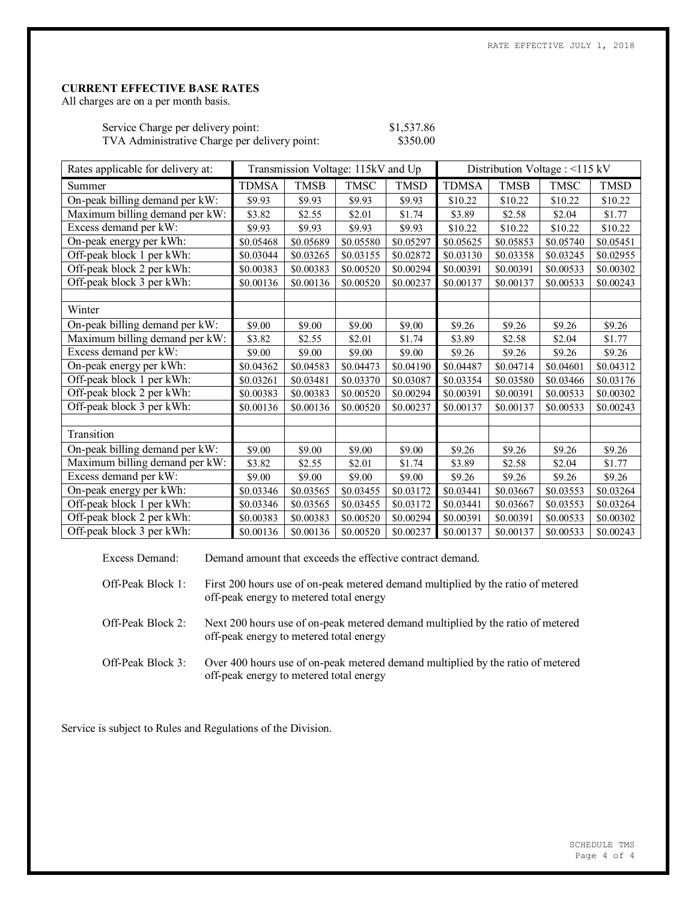**CURRENT EFFECTIVE BASE RATES**
All charges are on a per month basis.

Service Charge per delivery point: $1,537.86
TVA Administrative Charge per delivery point: $350.00

| Rates applicable for delivery at: | Transmission Voltage: 115kV and Up | | | | Distribution Voltage : <115 kV | | | |
|---|---|---|---|---|---|---|---|---|
| Summer | TDMSA | TMSB | TMSC | TMSD | TDMSA | TMSB | TMSC | TMSD |
| On-peak billing demand per kW: | $9.93 | $9.93 | $9.93 | $9.93 | $10.22 | $10.22 | $10.22 | $10.22 |
| Maximum billing demand per kW: | $3.82 | $2.55 | $2.01 | $1.74 | $3.89 | $2.58 | $2.04 | $1.77 |
| Excess demand per kW: | $9.93 | $9.93 | $9.93 | $9.93 | $10.22 | $10.22 | $10.22 | $10.22 |
| On-peak energy per kWh: | $0.05468 | $0.05689 | $0.05580 | $0.05297 | $0.05625 | $0.05853 | $0.05740 | $0.05451 |
| Off-peak block 1 per kWh: | $0.03044 | $0.03265 | $0.03155 | $0.02872 | $0.03130 | $0.03358 | $0.03245 | $0.02955 |
| Off-peak block 2 per kWh: | $0.00383 | $0.00383 | $0.00520 | $0.00294 | $0.00391 | $0.00391 | $0.00533 | $0.00302 |
| Off-peak block 3 per kWh: | $0.00136 | $0.00136 | $0.00520 | $0.00237 | $0.00137 | $0.00137 | $0.00533 | $0.00243 |
| | | | | | | | | |
| Winter | | | | | | | | |
| On-peak billing demand per kW: | $9.00 | $9.00 | $9.00 | $9.00 | $9.26 | $9.26 | $9.26 | $9.26 |
| Maximum billing demand per kW: | $3.82 | $2.55 | $2.01 | $1.74 | $3.89 | $2.58 | $2.04 | $1.77 |
| Excess demand per kW: | $9.00 | $9.00 | $9.00 | $9.00 | $9.26 | $9.26 | $9.26 | $9.26 |
| On-peak energy per kWh: | $0.04362 | $0.04583 | $0.04473 | $0.04190 | $0.04487 | $0.04714 | $0.04601 | $0.04312 |
| Off-peak block 1 per kWh: | $0.03261 | $0.03481 | $0.03370 | $0.03087 | $0.03354 | $0.03580 | $0.03466 | $0.03176 |
| Off-peak block 2 per kWh: | $0.00383 | $0.00383 | $0.00520 | $0.00294 | $0.00391 | $0.00391 | $0.00533 | $0.00302 |
| Off-peak block 3 per kWh: | $0.00136 | $0.00136 | $0.00520 | $0.00237 | $0.00137 | $0.00137 | $0.00533 | $0.00243 |
| | | | | | | | | |
| Transition | | | | | | | | |
| On-peak billing demand per kW: | $9.00 | $9.00 | $9.00 | $9.00 | $9.26 | $9.26 | $9.26 | $9.26 |
| Maximum billing demand per kW: | $3.82 | $2.55 | $2.01 | $1.74 | $3.89 | $2.58 | $2.04 | $1.77 |
| Excess demand per kW: | $9.00 | $9.00 | $9.00 | $9.00 | $9.26 | $9.26 | $9.26 | $9.26 |
| On-peak energy per kWh: | $0.03346 | $0.03565 | $0.03455 | $0.03172 | $0.03441 | $0.03667 | $0.03553 | $0.03264 |
| Off-peak block 1 per kWh: | $0.03346 | $0.03565 | $0.03455 | $0.03172 | $0.03441 | $0.03667 | $0.03553 | $0.03264 |
| Off-peak block 2 per kWh: | $0.00383 | $0.00383 | $0.00520 | $0.00294 | $0.00391 | $0.00391 | $0.00533 | $0.00302 |
| Off-peak block 3 per kWh: | $0.00136 | $0.00136 | $0.00520 | $0.00237 | $0.00137 | $0.00137 | $0.00533 | $0.00243 |

Excess Demand: Demand amount that exceeds the effective contract demand.

Off-Peak Block 1: First 200 hours use of on-peak metered demand multiplied by the ratio of metered off-peak energy to metered total energy

Off-Peak Block 2: Next 200 hours use of on-peak metered demand multiplied by the ratio of metered off-peak energy to metered total energy

Off-Peak Block 3: Over 400 hours use of on-peak metered demand multiplied by the ratio of metered off-peak energy to metered total energy

Service is subject to Rules and Regulations of the Division.